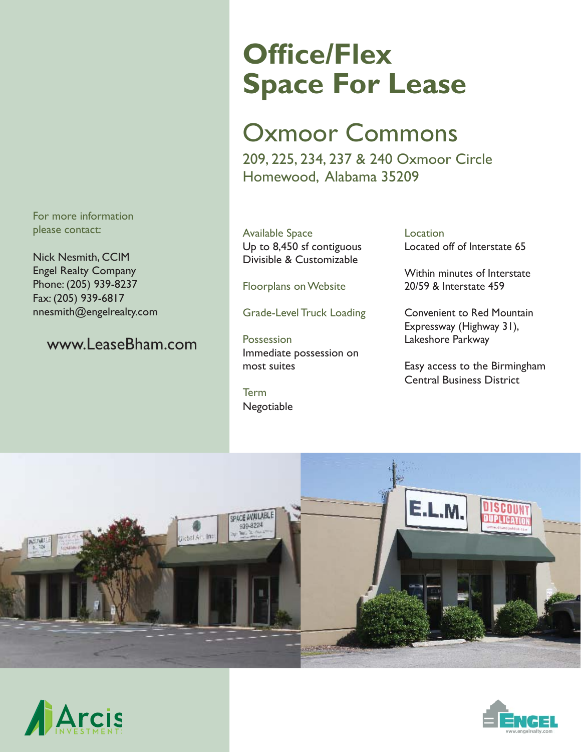# Office/Flex Space For Lease

## Oxmoor Commons

209, 225, 234, 237 & 240 Oxmoor Circle
Homewood, Alabama 35209

For more information please contact:

Nick Nesmith, CCIM
Engel Realty Company
Phone: (205) 939-8237
Fax: (205) 939-6817
nnesmith@engelrealty.com

www.LeaseBham.com

Available Space
Up to 8,450 sf contiguous
Divisible & Customizable

Floorplans on Website

Grade-Level Truck Loading

Possession
Immediate possession on most suites

Term
Negotiable

Location
Located off of Interstate 65

Within minutes of Interstate 20/59 & Interstate 459

Convenient to Red Mountain Expressway (Highway 31), Lakeshore Parkway

Easy access to the Birmingham Central Business District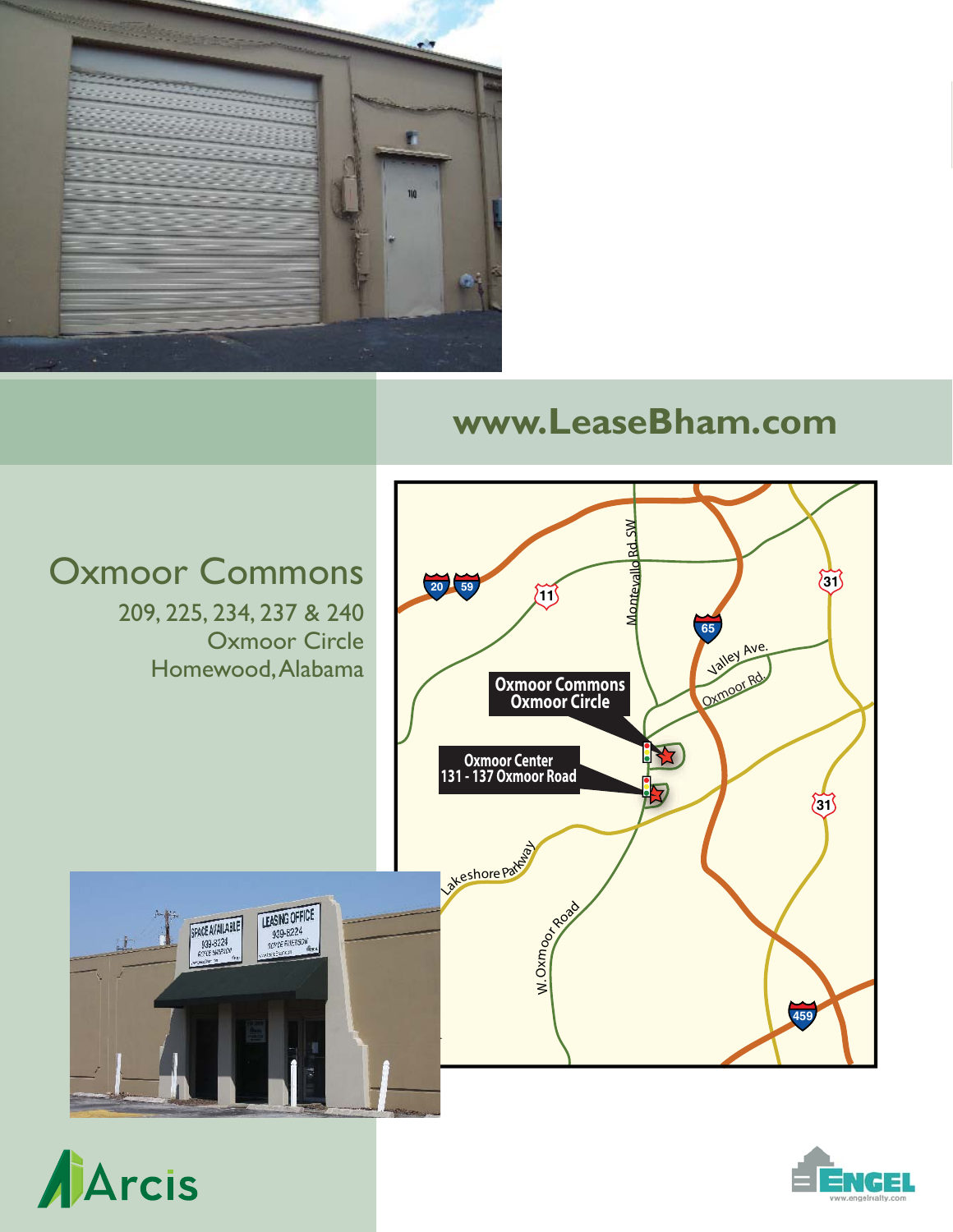www.LeaseBham.com

# Oxmoor Commons

209, 225, 234, 237 & 240
Oxmoor Circle
Homewood, Alabama

Oxmoor Commons
Oxmoor Circle

Oxmoor Center
131 - 137 Oxmoor Road

Arcis

ENGEL
www.engelrealty.com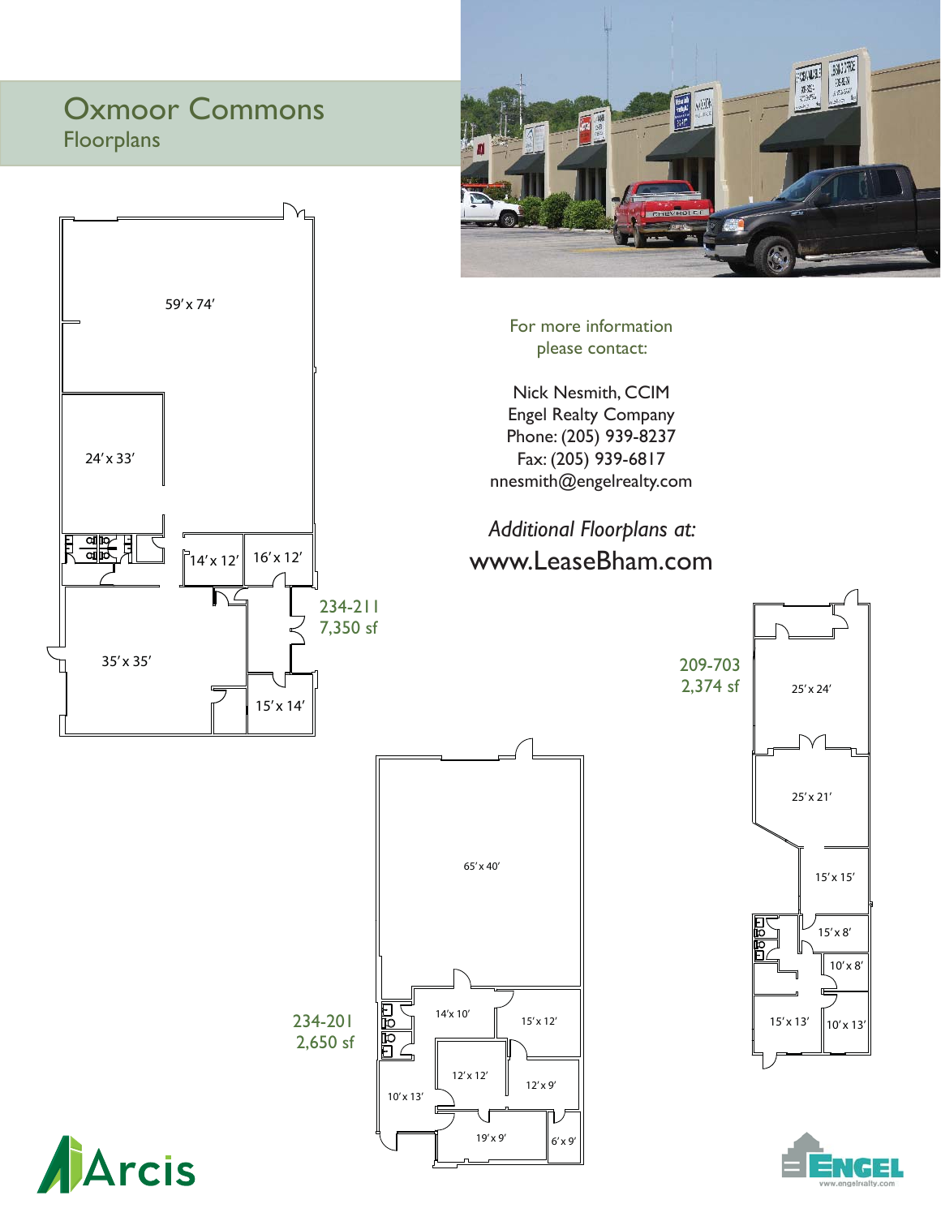# Oxmoor Commons
## Floorplans

59' x 74'

24' x 33'

14' x 12'

16' x 12'

35' x 35'

15' x 14'

234-211
7,350 sf

For more information please contact:

Nick Nesmith, CCIM
Engel Realty Company
Phone: (205) 939-8237
Fax: (205) 939-6817
nnesmith@engelrealty.com

*Additional Floorplans at:*
www.LeaseBham.com

209-703
2,374 sf

25' x 24'

25' x 21'

15' x 15'

15' x 8'

10' x 8'

15' x 13'

10' x 13'

65' x 40'

234-201
2,650 sf

14' x 10'

15' x 12'

12' x 12'

12' x 9'

10' x 13'

19' x 9'

6' x 9'

Arcis

ENGEL
www.engelrealty.com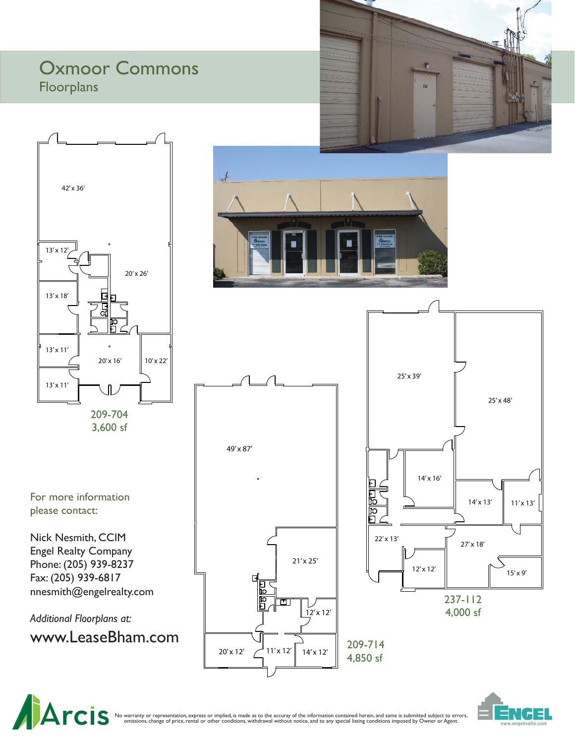# Oxmoor Commons

## Floorplans

42' x 36'

13' x 12'

20' x 26'

13' x 18'

13' x 11'

20' x 16'

10' x 22'

13' x 11'

209-704
3,600 sf

49' x 87'

21' x 25'

12' x 12'

20' x 12'

11' x 12'

14' x 12'

209-714
4,850 sf

25' x 39'

25' x 48'

14' x 16'

14' x 13'

11' x 13'

22' x 13'

27' x 18'

12' x 12'

15' x 9'

237-112
4,000 sf

For more information please contact:

Nick Nesmith, CCIM
Engel Realty Company
Phone: (205) 939-8237
Fax: (205) 939-6817
nnesmith@engelrealty.com

*Additional Floorplans at:*

www.LeaseBham.com

Arcis

No warranty or representation, express or implied, is made as to the accuracy of the information contained herein, and same is submitted subject to errors, omissions, change of price, rental or other conditions, withdrawal without notice, and to any special listing conditions imposed by Owner or Agent.

ENGEL
www.engelrealty.com